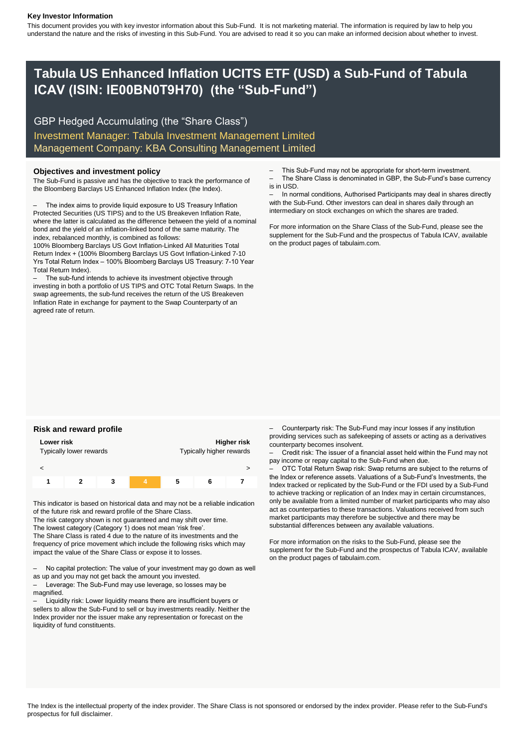**Key Investor Information**

This document provides you with key investor information about this Sub-Fund. It is not marketing material. The information is required by law to help you understand the nature and the risks of investing in this Sub-Fund. You are advised to read it so you can make an informed decision about whether to invest.

# Tabula US Enhanced Inflation UCITS ETF (USD) a Sub-Fund of Tabula ICAV (ISIN: IE00BN0T9H70) (the "Sub-Fund")

GBP Hedged Accumulating (the "Share Class")

Investment Manager: Tabula Investment Management Limited

Management Company: KBA Consulting Management Limited

## Objectives and investment policy

The Sub-Fund is passive and has the objective to track the performance of the Bloomberg Barclays US Enhanced Inflation Index (the Index).

– The index aims to provide liquid exposure to US Treasury Inflation Protected Securities (US TIPS) and to the US Breakeven Inflation Rate, where the latter is calculated as the difference between the yield of a nominal bond and the yield of an inflation-linked bond of the same maturity. The index, rebalanced monthly, is combined as follows:
100% Bloomberg Barclays US Govt Inflation-Linked All Maturities Total Return Index + (100% Bloomberg Barclays US Govt Inflation-Linked 7-10 Yrs Total Return Index – 100% Bloomberg Barclays US Treasury: 7-10 Year Total Return Index).

– The sub-fund intends to achieve its investment objective through investing in both a portfolio of US TIPS and OTC Total Return Swaps. In the swap agreements, the sub-fund receives the return of the US Breakeven Inflation Rate in exchange for payment to the Swap Counterparty of an agreed rate of return.

– This Sub-Fund may not be appropriate for short-term investment.

– The Share Class is denominated in GBP, the Sub-Fund's base currency is in USD.

– In normal conditions, Authorised Participants may deal in shares directly with the Sub-Fund. Other investors can deal in shares daily through an intermediary on stock exchanges on which the shares are traded.

For more information on the Share Class of the Sub-Fund, please see the supplement for the Sub-Fund and the prospectus of Tabula ICAV, available on the product pages of tabulaim.com.

## Risk and reward profile

| **Lower risk** Typically lower rewards | | | | | | **Higher risk** Typically higher rewards |
|---|---|---|---|---|---|---|
| < | | | | | | > |
| 1 | 2 | 3 | **4** | 5 | 6 | 7 |

This indicator is based on historical data and may not be a reliable indication of the future risk and reward profile of the Share Class.
The risk category shown is not guaranteed and may shift over time.
The lowest category (Category 1) does not mean 'risk free'.
The Share Class is rated 4 due to the nature of its investments and the frequency of price movement which include the following risks which may impact the value of the Share Class or expose it to losses.

– No capital protection: The value of your investment may go down as well as up and you may not get back the amount you invested.

– Leverage: The Sub-Fund may use leverage, so losses may be magnified.

– Liquidity risk: Lower liquidity means there are insufficient buyers or sellers to allow the Sub-Fund to sell or buy investments readily. Neither the Index provider nor the issuer make any representation or forecast on the liquidity of fund constituents.

– Counterparty risk: The Sub-Fund may incur losses if any institution providing services such as safekeeping of assets or acting as a derivatives counterparty becomes insolvent.

– Credit risk: The issuer of a financial asset held within the Fund may not pay income or repay capital to the Sub-Fund when due.

– OTC Total Return Swap risk: Swap returns are subject to the returns of the Index or reference assets. Valuations of a Sub-Fund's Investments, the Index tracked or replicated by the Sub-Fund or the FDI used by a Sub-Fund to achieve tracking or replication of an Index may in certain circumstances, only be available from a limited number of market participants who may also act as counterparties to these transactions. Valuations received from such market participants may therefore be subjective and there may be substantial differences between any available valuations.

For more information on the risks to the Sub-Fund, please see the supplement for the Sub-Fund and the prospectus of Tabula ICAV, available on the product pages of tabulaim.com.

The Index is the intellectual property of the index provider. The Share Class is not sponsored or endorsed by the index provider. Please refer to the Sub-Fund's prospectus for full disclaimer.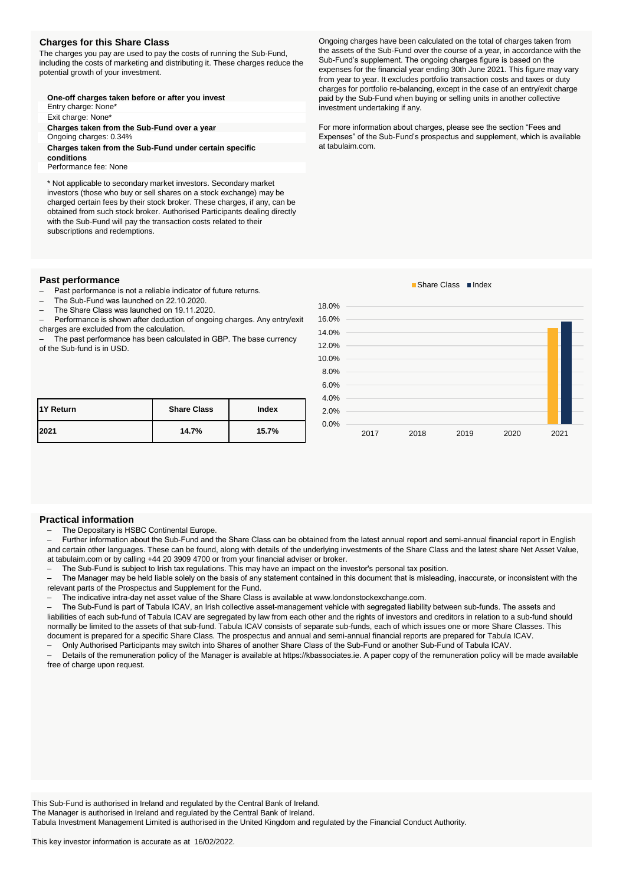## Charges for this Share Class

The charges you pay are used to pay the costs of running the Sub-Fund, including the costs of marketing and distributing it. These charges reduce the potential growth of your investment.

**One-off charges taken before or after you invest**

Entry charge: None*

Exit charge: None*

**Charges taken from the Sub-Fund over a year**

Ongoing charges: 0.34%

**Charges taken from the Sub-Fund under certain specific conditions**

Performance fee: None

\* Not applicable to secondary market investors. Secondary market investors (those who buy or sell shares on a stock exchange) may be charged certain fees by their stock broker. These charges, if any, can be obtained from such stock broker. Authorised Participants dealing directly with the Sub-Fund will pay the transaction costs related to their subscriptions and redemptions.

Ongoing charges have been calculated on the total of charges taken from the assets of the Sub-Fund over the course of a year, in accordance with the Sub-Fund's supplement. The ongoing charges figure is based on the expenses for the financial year ending 30th June 2021. This figure may vary from year to year. It excludes portfolio transaction costs and taxes or duty charges for portfolio re-balancing, except in the case of an entry/exit charge paid by the Sub-Fund when buying or selling units in another collective investment undertaking if any.

For more information about charges, please see the section "Fees and Expenses" of the Sub-Fund's prospectus and supplement, which is available at tabulaim.com.

## Past performance

- Past performance is not a reliable indicator of future returns.
- The Sub-Fund was launched on 22.10.2020.
- The Share Class was launched on 19.11.2020.
- Performance is shown after deduction of ongoing charges. Any entry/exit charges are excluded from the calculation.
- The past performance has been calculated in GBP. The base currency of the Sub-fund is in USD.

| 1Y Return | Share Class | Index |
|---|---|---|
| 2021 | 14.7% | 15.7% |

Share Class   Index

18.0%
16.0%
14.0%
12.0%
10.0%
8.0%
6.0%
4.0%
2.0%
0.0%

2017   2018   2019   2020   2021

## Practical information

- The Depositary is HSBC Continental Europe.
- Further information about the Sub-Fund and the Share Class can be obtained from the latest annual report and semi-annual financial report in English and certain other languages. These can be found, along with details of the underlying investments of the Share Class and the latest share Net Asset Value, at tabulaim.com or by calling +44 20 3909 4700 or from your financial adviser or broker.
- The Sub-Fund is subject to Irish tax regulations. This may have an impact on the investor's personal tax position.
- The Manager may be held liable solely on the basis of any statement contained in this document that is misleading, inaccurate, or inconsistent with the relevant parts of the Prospectus and Supplement for the Fund.
- The indicative intra-day net asset value of the Share Class is available at www.londonstockexchange.com.
- The Sub-Fund is part of Tabula ICAV, an Irish collective asset-management vehicle with segregated liability between sub-funds. The assets and liabilities of each sub-fund of Tabula ICAV are segregated by law from each other and the rights of investors and creditors in relation to a sub-fund should normally be limited to the assets of that sub-fund. Tabula ICAV consists of separate sub-funds, each of which issues one or more Share Classes. This document is prepared for a specific Share Class. The prospectus and annual and semi-annual financial reports are prepared for Tabula ICAV.
- Only Authorised Participants may switch into Shares of another Share Class of the Sub-Fund or another Sub-Fund of Tabula ICAV.
- Details of the remuneration policy of the Manager is available at https://kbassociates.ie. A paper copy of the remuneration policy will be made available free of charge upon request.

This Sub-Fund is authorised in Ireland and regulated by the Central Bank of Ireland.
The Manager is authorised in Ireland and regulated by the Central Bank of Ireland.
Tabula Investment Management Limited is authorised in the United Kingdom and regulated by the Financial Conduct Authority.

This key investor information is accurate as at 16/02/2022.